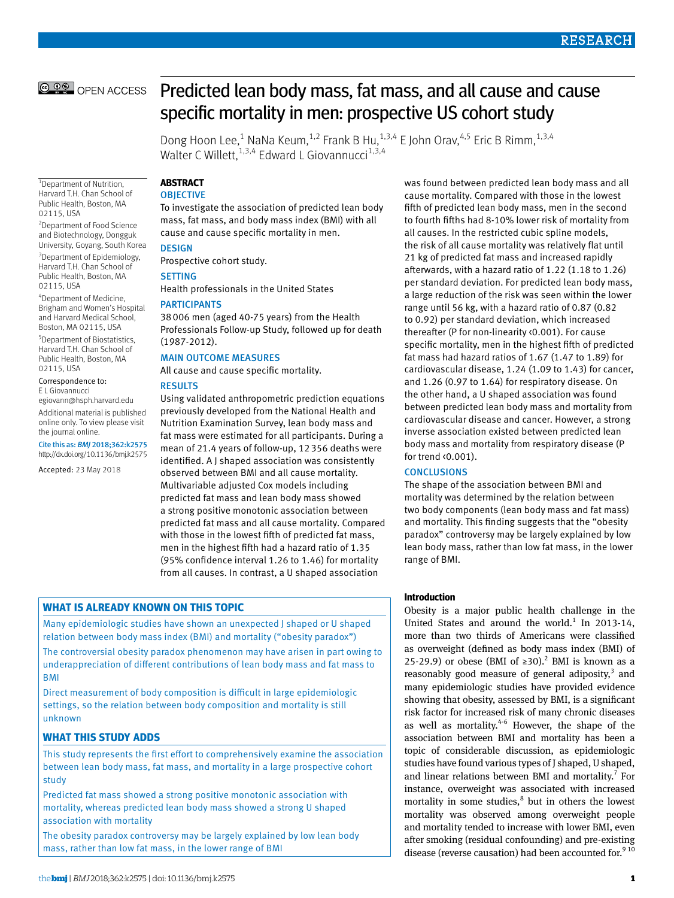# Predicted lean body mass, fat mass, and all cause and cause specific mortality in men: prospective US cohort study

Dong Hoon Lee,[1] NaNa Keum,[1,2] Frank B Hu,[1,3,4] E John Orav,[4,5] Eric B Rimm,[1,3,4] Walter C Willett,[1,3,4] Edward L Giovannucci[1,3,4]

[1]Department of Nutrition, Harvard T.H. Chan School of Public Health, Boston, MA 02115, USA

[2]Department of Food Science and Biotechnology, Dongguk University, Goyang, South Korea

[3]Department of Epidemiology, Harvard T.H. Chan School of Public Health, Boston, MA 02115, USA

[4]Department of Medicine, Brigham and Women's Hospital and Harvard Medical School, Boston, MA 02115, USA

[5]Department of Biostatistics, Harvard T.H. Chan School of Public Health, Boston, MA 02115, USA

Correspondence to: E L Giovannucci egiovann@hsph.harvard.edu

Additional material is published online only. To view please visit the journal online.

Cite this as: *BMJ* 2018;362:k2575
http://dx.doi.org/10.1136/bmj.k2575

Accepted: 23 May 2018

## ABSTRACT

### OBJECTIVE

To investigate the association of predicted lean body mass, fat mass, and body mass index (BMI) with all cause and cause specific mortality in men.

### DESIGN

Prospective cohort study.

### SETTING

Health professionals in the United States

### PARTICIPANTS

38 006 men (aged 40-75 years) from the Health Professionals Follow-up Study, followed up for death (1987-2012).

### MAIN OUTCOME MEASURES

All cause and cause specific mortality.

### RESULTS

Using validated anthropometric prediction equations previously developed from the National Health and Nutrition Examination Survey, lean body mass and fat mass were estimated for all participants. During a mean of 21.4 years of follow-up, 12 356 deaths were identified. A J shaped association was consistently observed between BMI and all cause mortality. Multivariable adjusted Cox models including predicted fat mass and lean body mass showed a strong positive monotonic association between predicted fat mass and all cause mortality. Compared with those in the lowest fifth of predicted fat mass, men in the highest fifth had a hazard ratio of 1.35 (95% confidence interval 1.26 to 1.46) for mortality from all causes. In contrast, a U shaped association was found between predicted lean body mass and all cause mortality. Compared with those in the lowest fifth of predicted lean body mass, men in the second to fourth fifths had 8-10% lower risk of mortality from all causes. In the restricted cubic spline models, the risk of all cause mortality was relatively flat until 21 kg of predicted fat mass and increased rapidly afterwards, with a hazard ratio of 1.22 (1.18 to 1.26) per standard deviation. For predicted lean body mass, a large reduction of the risk was seen within the lower range until 56 kg, with a hazard ratio of 0.87 (0.82 to 0.92) per standard deviation, which increased thereafter (P for non-linearity <0.001). For cause specific mortality, men in the highest fifth of predicted fat mass had hazard ratios of 1.67 (1.47 to 1.89) for cardiovascular disease, 1.24 (1.09 to 1.43) for cancer, and 1.26 (0.97 to 1.64) for respiratory disease. On the other hand, a U shaped association was found between predicted lean body mass and mortality from cardiovascular disease and cancer. However, a strong inverse association existed between predicted lean body mass and mortality from respiratory disease (P for trend <0.001).

### CONCLUSIONS

The shape of the association between BMI and mortality was determined by the relation between two body components (lean body mass and fat mass) and mortality. This finding suggests that the "obesity paradox" controversy may be largely explained by low lean body mass, rather than low fat mass, in the lower range of BMI.

### WHAT IS ALREADY KNOWN ON THIS TOPIC

Many epidemiologic studies have shown an unexpected J shaped or U shaped relation between body mass index (BMI) and mortality ("obesity paradox")

The controversial obesity paradox phenomenon may have arisen in part owing to underappreciation of different contributions of lean body mass and fat mass to BMI

Direct measurement of body composition is difficult in large epidemiologic settings, so the relation between body composition and mortality is still unknown

### WHAT THIS STUDY ADDS

This study represents the first effort to comprehensively examine the association between lean body mass, fat mass, and mortality in a large prospective cohort study

Predicted fat mass showed a strong positive monotonic association with mortality, whereas predicted lean body mass showed a strong U shaped association with mortality

The obesity paradox controversy may be largely explained by low lean body mass, rather than low fat mass, in the lower range of BMI

## Introduction

Obesity is a major public health challenge in the United States and around the world.[1] In 2013-14, more than two thirds of Americans were classified as overweight (defined as body mass index (BMI) of 25-29.9) or obese (BMI of ≥30).[2] BMI is known as a reasonably good measure of general adiposity,[3] and many epidemiologic studies have provided evidence showing that obesity, assessed by BMI, is a significant risk factor for increased risk of many chronic diseases as well as mortality.[4-6] However, the shape of the association between BMI and mortality has been a topic of considerable discussion, as epidemiologic studies have found various types of J shaped, U shaped, and linear relations between BMI and mortality.[7] For instance, overweight was associated with increased mortality in some studies,[8] but in others the lowest mortality was observed among overweight people and mortality tended to increase with lower BMI, even after smoking (residual confounding) and pre-existing disease (reverse causation) had been accounted for.[9,10]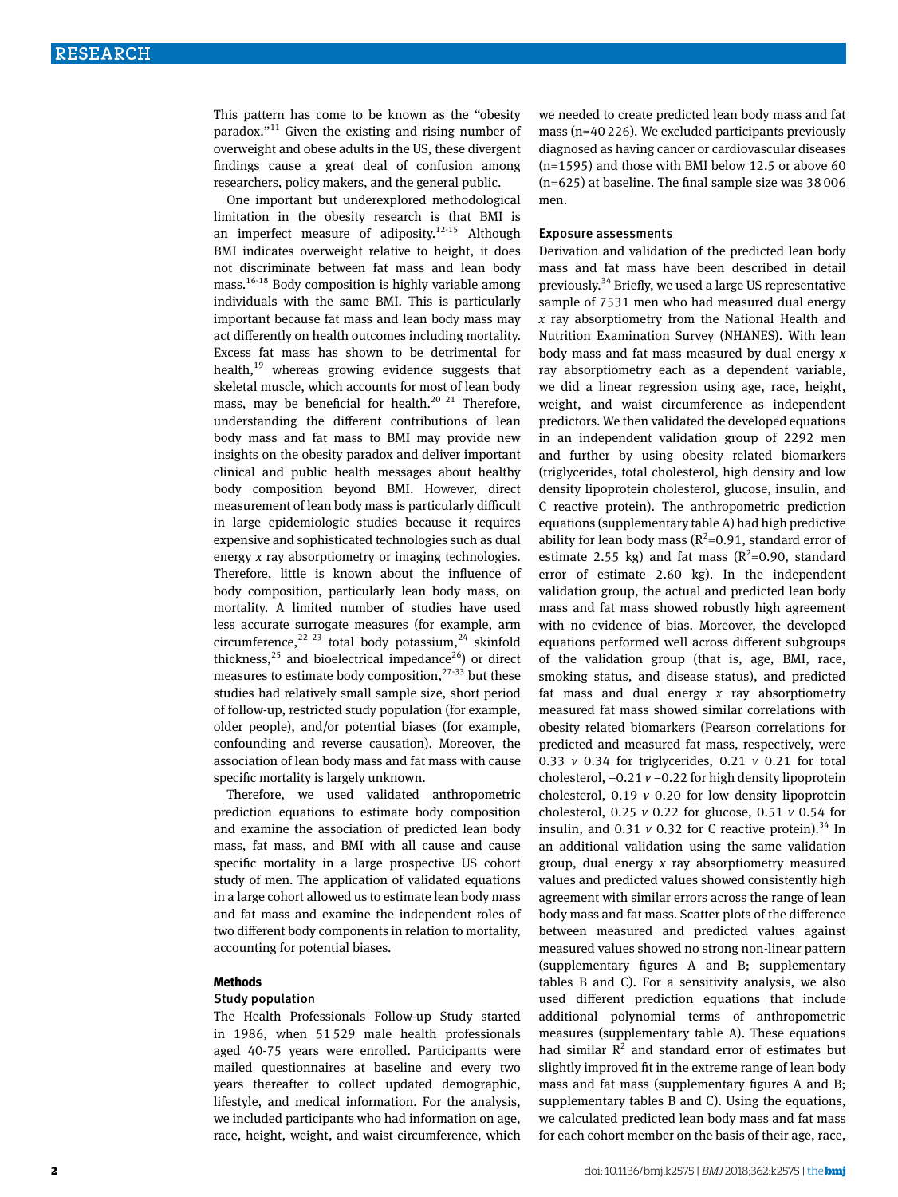This pattern has come to be known as the "obesity paradox."[11] Given the existing and rising number of overweight and obese adults in the US, these divergent findings cause a great deal of confusion among researchers, policy makers, and the general public.

One important but underexplored methodological limitation in the obesity research is that BMI is an imperfect measure of adiposity.[12-15] Although BMI indicates overweight relative to height, it does not discriminate between fat mass and lean body mass.[16-18] Body composition is highly variable among individuals with the same BMI. This is particularly important because fat mass and lean body mass may act differently on health outcomes including mortality. Excess fat mass has shown to be detrimental for health,[19] whereas growing evidence suggests that skeletal muscle, which accounts for most of lean body mass, may be beneficial for health.[20 21] Therefore, understanding the different contributions of lean body mass and fat mass to BMI may provide new insights on the obesity paradox and deliver important clinical and public health messages about healthy body composition beyond BMI. However, direct measurement of lean body mass is particularly difficult in large epidemiologic studies because it requires expensive and sophisticated technologies such as dual energy *x* ray absorptiometry or imaging technologies. Therefore, little is known about the influence of body composition, particularly lean body mass, on mortality. A limited number of studies have used less accurate surrogate measures (for example, arm circumference,[22 23] total body potassium,[24] skinfold thickness,[25] and bioelectrical impedance[26]) or direct measures to estimate body composition,[27-33] but these studies had relatively small sample size, short period of follow-up, restricted study population (for example, older people), and/or potential biases (for example, confounding and reverse causation). Moreover, the association of lean body mass and fat mass with cause specific mortality is largely unknown.

Therefore, we used validated anthropometric prediction equations to estimate body composition and examine the association of predicted lean body mass, fat mass, and BMI with all cause and cause specific mortality in a large prospective US cohort study of men. The application of validated equations in a large cohort allowed us to estimate lean body mass and fat mass and examine the independent roles of two different body components in relation to mortality, accounting for potential biases.

## Methods

### Study population

The Health Professionals Follow-up Study started in 1986, when 51 529 male health professionals aged 40-75 years were enrolled. Participants were mailed questionnaires at baseline and every two years thereafter to collect updated demographic, lifestyle, and medical information. For the analysis, we included participants who had information on age, race, height, weight, and waist circumference, which we needed to create predicted lean body mass and fat mass (n=40 226). We excluded participants previously diagnosed as having cancer or cardiovascular diseases (n=1595) and those with BMI below 12.5 or above 60 (n=625) at baseline. The final sample size was 38 006 men.

### Exposure assessments

Derivation and validation of the predicted lean body mass and fat mass have been described in detail previously.[34] Briefly, we used a large US representative sample of 7531 men who had measured dual energy *x* ray absorptiometry from the National Health and Nutrition Examination Survey (NHANES). With lean body mass and fat mass measured by dual energy *x* ray absorptiometry each as a dependent variable, we did a linear regression using age, race, height, weight, and waist circumference as independent predictors. We then validated the developed equations in an independent validation group of 2292 men and further by using obesity related biomarkers (triglycerides, total cholesterol, high density and low density lipoprotein cholesterol, glucose, insulin, and C reactive protein). The anthropometric prediction equations (supplementary table A) had high predictive ability for lean body mass ($R^2$=0.91, standard error of estimate 2.55 kg) and fat mass ($R^2$=0.90, standard error of estimate 2.60 kg). In the independent validation group, the actual and predicted lean body mass and fat mass showed robustly high agreement with no evidence of bias. Moreover, the developed equations performed well across different subgroups of the validation group (that is, age, BMI, race, smoking status, and disease status), and predicted fat mass and dual energy *x* ray absorptiometry measured fat mass showed similar correlations with obesity related biomarkers (Pearson correlations for predicted and measured fat mass, respectively, were 0.33 *v* 0.34 for triglycerides, 0.21 *v* 0.21 for total cholesterol, −0.21 *v* −0.22 for high density lipoprotein cholesterol, 0.19 *v* 0.20 for low density lipoprotein cholesterol, 0.25 *v* 0.22 for glucose, 0.51 *v* 0.54 for insulin, and 0.31 *v* 0.32 for C reactive protein).[34] In an additional validation using the same validation group, dual energy *x* ray absorptiometry measured values and predicted values showed consistently high agreement with similar errors across the range of lean body mass and fat mass. Scatter plots of the difference between measured and predicted values against measured values showed no strong non-linear pattern (supplementary figures A and B; supplementary tables B and C). For a sensitivity analysis, we also used different prediction equations that include additional polynomial terms of anthropometric measures (supplementary table A). These equations had similar $R^2$ and standard error of estimates but slightly improved fit in the extreme range of lean body mass and fat mass (supplementary figures A and B; supplementary tables B and C). Using the equations, we calculated predicted lean body mass and fat mass for each cohort member on the basis of their age, race,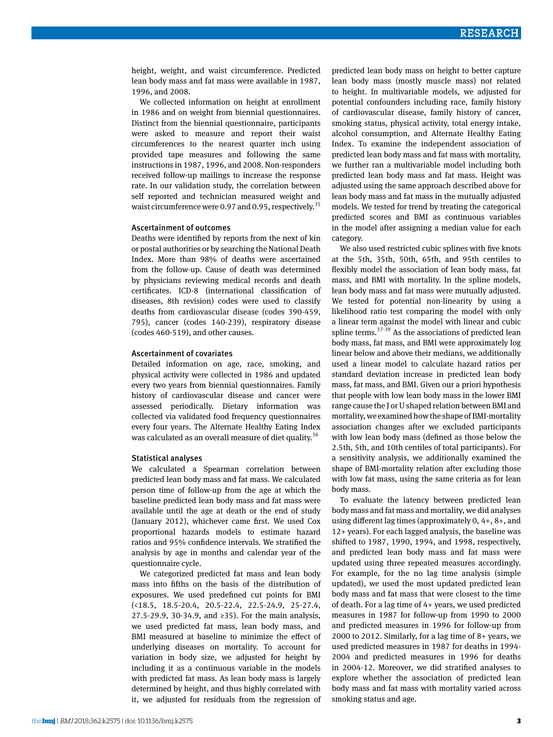height, weight, and waist circumference. Predicted lean body mass and fat mass were available in 1987, 1996, and 2008.

We collected information on height at enrollment in 1986 and on weight from biennial questionnaires. Distinct from the biennial questionnaire, participants were asked to measure and report their waist circumferences to the nearest quarter inch using provided tape measures and following the same instructions in 1987, 1996, and 2008. Non-responders received follow-up mailings to increase the response rate. In our validation study, the correlation between self reported and technician measured weight and waist circumference were 0.97 and 0.95, respectively.[35]

### Ascertainment of outcomes

Deaths were identified by reports from the next of kin or postal authorities or by searching the National Death Index. More than 98% of deaths were ascertained from the follow-up. Cause of death was determined by physicians reviewing medical records and death certificates. ICD-8 (international classification of diseases, 8th revision) codes were used to classify deaths from cardiovascular disease (codes 390-459, 795), cancer (codes 140-239), respiratory disease (codes 460-519), and other causes.

### Ascertainment of covariates

Detailed information on age, race, smoking, and physical activity were collected in 1986 and updated every two years from biennial questionnaires. Family history of cardiovascular disease and cancer were assessed periodically. Dietary information was collected via validated food frequency questionnaires every four years. The Alternate Healthy Eating Index was calculated as an overall measure of diet quality.[36]

### Statistical analyses

We calculated a Spearman correlation between predicted lean body mass and fat mass. We calculated person time of follow-up from the age at which the baseline predicted lean body mass and fat mass were available until the age at death or the end of study (January 2012), whichever came first. We used Cox proportional hazards models to estimate hazard ratios and 95% confidence intervals. We stratified the analysis by age in months and calendar year of the questionnaire cycle.

We categorized predicted fat mass and lean body mass into fifths on the basis of the distribution of exposures. We used predefined cut points for BMI (<18.5, 18.5-20.4, 20.5-22.4, 22.5-24.9, 25-27.4, 27.5-29.9, 30-34.9, and ≥35). For the main analysis, we used predicted fat mass, lean body mass, and BMI measured at baseline to minimize the effect of underlying diseases on mortality. To account for variation in body size, we adjusted for height by including it as a continuous variable in the models with predicted fat mass. As lean body mass is largely determined by height, and thus highly correlated with it, we adjusted for residuals from the regression of predicted lean body mass on height to better capture lean body mass (mostly muscle mass) not related to height. In multivariable models, we adjusted for potential confounders including race, family history of cardiovascular disease, family history of cancer, smoking status, physical activity, total energy intake, alcohol consumption, and Alternate Healthy Eating Index. To examine the independent association of predicted lean body mass and fat mass with mortality, we further ran a multivariable model including both predicted lean body mass and fat mass. Height was adjusted using the same approach described above for lean body mass and fat mass in the mutually adjusted models. We tested for trend by treating the categorical predicted scores and BMI as continuous variables in the model after assigning a median value for each category.

We also used restricted cubic splines with five knots at the 5th, 35th, 50th, 65th, and 95th centiles to flexibly model the association of lean body mass, fat mass, and BMI with mortality. In the spline models, lean body mass and fat mass were mutually adjusted. We tested for potential non-linearity by using a likelihood ratio test comparing the model with only a linear term against the model with linear and cubic spline terms.[37-39] As the associations of predicted lean body mass, fat mass, and BMI were approximately log linear below and above their medians, we additionally used a linear model to calculate hazard ratios per standard deviation increase in predicted lean body mass, fat mass, and BMI. Given our a priori hypothesis that people with low lean body mass in the lower BMI range cause the J or U shaped relation between BMI and mortality, we examined how the shape of BMI-mortality association changes after we excluded participants with low lean body mass (defined as those below the 2.5th, 5th, and 10th centiles of total participants). For a sensitivity analysis, we additionally examined the shape of BMI-mortality relation after excluding those with low fat mass, using the same criteria as for lean body mass.

To evaluate the latency between predicted lean body mass and fat mass and mortality, we did analyses using different lag times (approximately 0, 4+, 8+, and 12+ years). For each lagged analysis, the baseline was shifted to 1987, 1990, 1994, and 1998, respectively, and predicted lean body mass and fat mass were updated using three repeated measures accordingly. For example, for the no lag time analysis (simple updated), we used the most updated predicted lean body mass and fat mass that were closest to the time of death. For a lag time of 4+ years, we used predicted measures in 1987 for follow-up from 1990 to 2000 and predicted measures in 1996 for follow-up from 2000 to 2012. Similarly, for a lag time of 8+ years, we used predicted measures in 1987 for deaths in 1994-2004 and predicted measures in 1996 for deaths in 2004-12. Moreover, we did stratified analyses to explore whether the association of predicted lean body mass and fat mass with mortality varied across smoking status and age.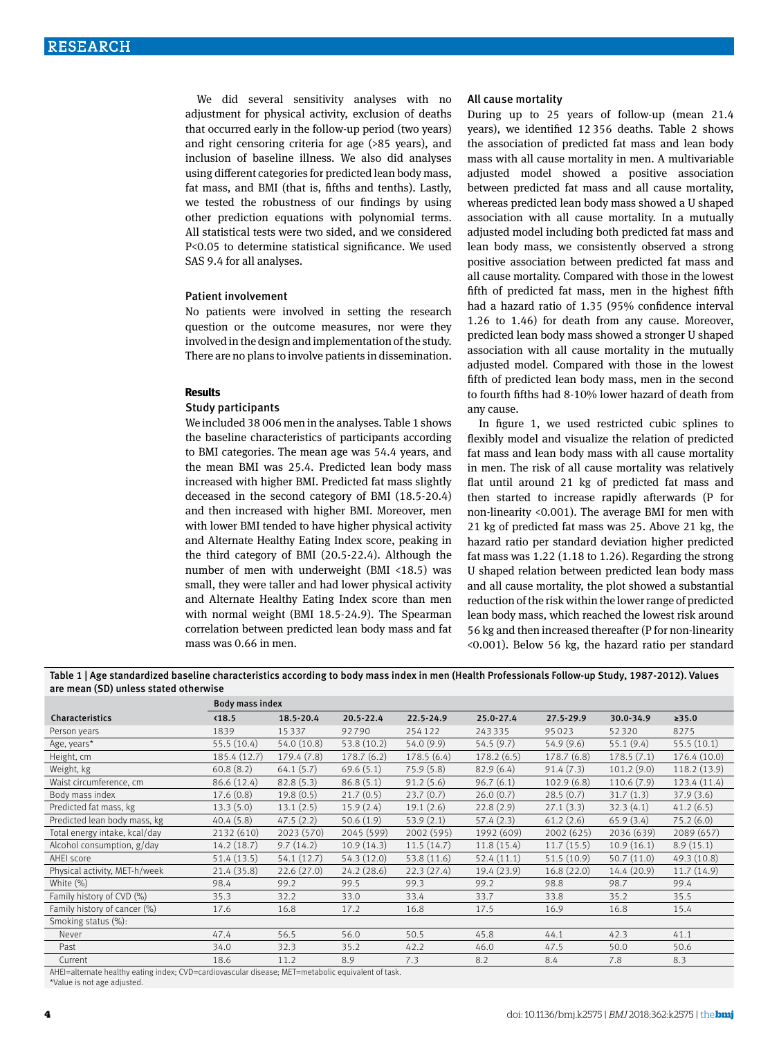We did several sensitivity analyses with no adjustment for physical activity, exclusion of deaths that occurred early in the follow-up period (two years) and right censoring criteria for age (>85 years), and inclusion of baseline illness. We also did analyses using different categories for predicted lean body mass, fat mass, and BMI (that is, fifths and tenths). Lastly, we tested the robustness of our findings by using other prediction equations with polynomial terms. All statistical tests were two sided, and we considered P<0.05 to determine statistical significance. We used SAS 9.4 for all analyses.

### Patient involvement

No patients were involved in setting the research question or the outcome measures, nor were they involved in the design and implementation of the study. There are no plans to involve patients in dissemination.

## Results

### Study participants

We included 38 006 men in the analyses. Table 1 shows the baseline characteristics of participants according to BMI categories. The mean age was 54.4 years, and the mean BMI was 25.4. Predicted lean body mass increased with higher BMI. Predicted fat mass slightly deceased in the second category of BMI (18.5-20.4) and then increased with higher BMI. Moreover, men with lower BMI tended to have higher physical activity and Alternate Healthy Eating Index score, peaking in the third category of BMI (20.5-22.4). Although the number of men with underweight (BMI <18.5) was small, they were taller and had lower physical activity and Alternate Healthy Eating Index score than men with normal weight (BMI 18.5-24.9). The Spearman correlation between predicted lean body mass and fat mass was 0.66 in men.

### All cause mortality

During up to 25 years of follow-up (mean 21.4 years), we identified 12 356 deaths. Table 2 shows the association of predicted fat mass and lean body mass with all cause mortality in men. A multivariable adjusted model showed a positive association between predicted fat mass and all cause mortality, whereas predicted lean body mass showed a U shaped association with all cause mortality. In a mutually adjusted model including both predicted fat mass and lean body mass, we consistently observed a strong positive association between predicted fat mass and all cause mortality. Compared with those in the lowest fifth of predicted fat mass, men in the highest fifth had a hazard ratio of 1.35 (95% confidence interval 1.26 to 1.46) for death from any cause. Moreover, predicted lean body mass showed a stronger U shaped association with all cause mortality in the mutually adjusted model. Compared with those in the lowest fifth of predicted lean body mass, men in the second to fourth fifths had 8-10% lower hazard of death from any cause.

In figure 1, we used restricted cubic splines to flexibly model and visualize the relation of predicted fat mass and lean body mass with all cause mortality in men. The risk of all cause mortality was relatively flat until around 21 kg of predicted fat mass and then started to increase rapidly afterwards (P for non-linearity <0.001). The average BMI for men with 21 kg of predicted fat mass was 25. Above 21 kg, the hazard ratio per standard deviation higher predicted fat mass was 1.22 (1.18 to 1.26). Regarding the strong U shaped relation between predicted lean body mass and all cause mortality, the plot showed a substantial reduction of the risk within the lower range of predicted lean body mass, which reached the lowest risk around 56 kg and then increased thereafter (P for non-linearity <0.001). Below 56 kg, the hazard ratio per standard

**Table 1 | Age standardized baseline characteristics according to body mass index in men (Health Professionals Follow-up Study, 1987-2012). Values are mean (SD) unless stated otherwise**

| | Body mass index | | | | | | | |
|---|---|---|---|---|---|---|---|---|
| Characteristics | <18.5 | 18.5-20.4 | 20.5-22.4 | 22.5-24.9 | 25.0-27.4 | 27.5-29.9 | 30.0-34.9 | ≥35.0 |
| Person years | 1839 | 15 337 | 92 790 | 254 122 | 243 335 | 95 023 | 52 320 | 8275 |
| Age, years* | 55.5 (10.4) | 54.0 (10.8) | 53.8 (10.2) | 54.0 (9.9) | 54.5 (9.7) | 54.9 (9.6) | 55.1 (9.4) | 55.5 (10.1) |
| Height, cm | 185.4 (12.7) | 179.4 (7.8) | 178.7 (6.2) | 178.5 (6.4) | 178.2 (6.5) | 178.7 (6.8) | 178.5 (7.1) | 176.4 (10.0) |
| Weight, kg | 60.8 (8.2) | 64.1 (5.7) | 69.6 (5.1) | 75.9 (5.8) | 82.9 (6.4) | 91.4 (7.3) | 101.2 (9.0) | 118.2 (13.9) |
| Waist circumference, cm | 86.6 (12.4) | 82.8 (5.3) | 86.8 (5.1) | 91.2 (5.6) | 96.7 (6.1) | 102.9 (6.8) | 110.6 (7.9) | 123.4 (11.4) |
| Body mass index | 17.6 (0.8) | 19.8 (0.5) | 21.7 (0.5) | 23.7 (0.7) | 26.0 (0.7) | 28.5 (0.7) | 31.7 (1.3) | 37.9 (3.6) |
| Predicted fat mass, kg | 13.3 (5.0) | 13.1 (2.5) | 15.9 (2.4) | 19.1 (2.6) | 22.8 (2.9) | 27.1 (3.3) | 32.3 (4.1) | 41.2 (6.5) |
| Predicted lean body mass, kg | 40.4 (5.8) | 47.5 (2.2) | 50.6 (1.9) | 53.9 (2.1) | 57.4 (2.3) | 61.2 (2.6) | 65.9 (3.4) | 75.2 (6.0) |
| Total energy intake, kcal/day | 2132 (610) | 2023 (570) | 2045 (599) | 2002 (595) | 1992 (609) | 2002 (625) | 2036 (639) | 2089 (657) |
| Alcohol consumption, g/day | 14.2 (18.7) | 9.7 (14.2) | 10.9 (14.3) | 11.5 (14.7) | 11.8 (15.4) | 11.7 (15.5) | 10.9 (16.1) | 8.9 (15.1) |
| AHEI score | 51.4 (13.5) | 54.1 (12.7) | 54.3 (12.0) | 53.8 (11.6) | 52.4 (11.1) | 51.5 (10.9) | 50.7 (11.0) | 49.3 (10.8) |
| Physical activity, MET-h/week | 21.4 (35.8) | 22.6 (27.0) | 24.2 (28.6) | 22.3 (27.4) | 19.4 (23.9) | 16.8 (22.0) | 14.4 (20.9) | 11.7 (14.9) |
| White (%) | 98.4 | 99.2 | 99.5 | 99.3 | 99.2 | 98.8 | 98.7 | 99.4 |
| Family history of CVD (%) | 35.3 | 32.2 | 33.0 | 33.4 | 33.7 | 33.8 | 35.2 | 35.5 |
| Family history of cancer (%) | 17.6 | 16.8 | 17.2 | 16.8 | 17.5 | 16.9 | 16.8 | 15.4 |
| Smoking status (%): | | | | | | | | |
| Never | 47.4 | 56.5 | 56.0 | 50.5 | 45.8 | 44.1 | 42.3 | 41.1 |
| Past | 34.0 | 32.3 | 35.2 | 42.2 | 46.0 | 47.5 | 50.0 | 50.6 |
| Current | 18.6 | 11.2 | 8.9 | 7.3 | 8.2 | 8.4 | 7.8 | 8.3 |

AHEI=alternate healthy eating index; CVD=cardiovascular disease; MET=metabolic equivalent of task.
*Value is not age adjusted.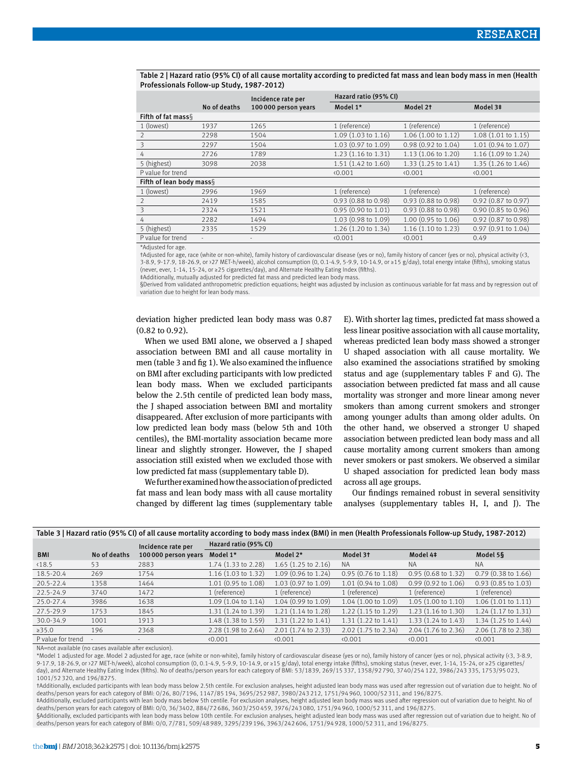Table 2 | Hazard ratio (95% CI) of all cause mortality according to predicted fat mass and lean body mass in men (Health Professionals Follow-up Study, 1987-2012)

| | No of deaths | Incidence rate per 100 000 person years | Hazard ratio (95% CI) | | |
|---|---|---|---|---|---|
| | | | Model 1* | Model 2† | Model 3‡ |
| **Fifth of fat mass§** | | | | | |
| 1 (lowest) | 1937 | 1265 | 1 (reference) | 1 (reference) | 1 (reference) |
| 2 | 2298 | 1504 | 1.09 (1.03 to 1.16) | 1.06 (1.00 to 1.12) | 1.08 (1.01 to 1.15) |
| 3 | 2297 | 1504 | 1.03 (0.97 to 1.09) | 0.98 (0.92 to 1.04) | 1.01 (0.94 to 1.07) |
| 4 | 2726 | 1789 | 1.23 (1.16 to 1.31) | 1.13 (1.06 to 1.20) | 1.16 (1.09 to 1.24) |
| 5 (highest) | 3098 | 2038 | 1.51 (1.42 to 1.60) | 1.33 (1.25 to 1.41) | 1.35 (1.26 to 1.46) |
| P value for trend | | | <0.001 | <0.001 | <0.001 |
| **Fifth of lean body mass§** | | | | | |
| 1 (lowest) | 2996 | 1969 | 1 (reference) | 1 (reference) | 1 (reference) |
| 2 | 2419 | 1585 | 0.93 (0.88 to 0.98) | 0.93 (0.88 to 0.98) | 0.92 (0.87 to 0.97) |
| 3 | 2324 | 1521 | 0.95 (0.90 to 1.01) | 0.93 (0.88 to 0.98) | 0.90 (0.85 to 0.96) |
| 4 | 2282 | 1494 | 1.03 (0.98 to 1.09) | 1.00 (0.95 to 1.06) | 0.92 (0.87 to 0.98) |
| 5 (highest) | 2335 | 1529 | 1.26 (1.20 to 1.34) | 1.16 (1.10 to 1.23) | 0.97 (0.91 to 1.04) |
| P value for trend | - | - | <0.001 | <0.001 | 0.49 |

*Adjusted for age.

†Adjusted for age, race (white or non-white), family history of cardiovascular disease (yes or no), family history of cancer (yes or no), physical activity (<3, 3-8.9, 9-17.9, 18-26.9, or >27 MET-h/week), alcohol consumption (0, 0.1-4.9, 5-9.9, 10-14.9, or ≥15 g/day), total energy intake (fifths), smoking status (never, ever, 1-14, 15-24, or ≥25 cigarettes/day), and Alternate Healthy Eating Index (fifths).

‡Additionally, mutually adjusted for predicted fat mass and predicted lean body mass.

§Derived from validated anthropometric prediction equations; height was adjusted by inclusion as continuous variable for fat mass and by regression out of variation due to height for lean body mass.

deviation higher predicted lean body mass was 0.87 (0.82 to 0.92).

When we used BMI alone, we observed a J shaped association between BMI and all cause mortality in men (table 3 and fig 1). We also examined the influence on BMI after excluding participants with low predicted lean body mass. When we excluded participants below the 2.5th centile of predicted lean body mass, the J shaped association between BMI and mortality disappeared. After exclusion of more participants with low predicted lean body mass (below 5th and 10th centiles), the BMI-mortality association became more linear and slightly stronger. However, the J shaped association still existed when we excluded those with low predicted fat mass (supplementary table D).

We further examined how the association of predicted fat mass and lean body mass with all cause mortality changed by different lag times (supplementary table E). With shorter lag times, predicted fat mass showed a less linear positive association with all cause mortality, whereas predicted lean body mass showed a stronger U shaped association with all cause mortality. We also examined the associations stratified by smoking status and age (supplementary tables F and G). The association between predicted fat mass and all cause mortality was stronger and more linear among never smokers than among current smokers and stronger among younger adults than among older adults. On the other hand, we observed a stronger U shaped association between predicted lean body mass and all cause mortality among current smokers than among never smokers or past smokers. We observed a similar U shaped association for predicted lean body mass across all age groups.

Our findings remained robust in several sensitivity analyses (supplementary tables H, I, and J). The

Table 3 | Hazard ratio (95% CI) of all cause mortality according to body mass index (BMI) in men (Health Professionals Follow-up Study, 1987-2012)

| BMI | No of deaths | Incidence rate per 100 000 person years | Hazard ratio (95% CI) | | | | |
|---|---|---|---|---|---|---|---|
| | | | Model 1* | Model 2* | Model 3† | Model 4‡ | Model 5§ |
| <18.5 | 53 | 2883 | 1.74 (1.33 to 2.28) | 1.65 (1.25 to 2.16) | NA | NA | NA |
| 18.5-20.4 | 269 | 1754 | 1.16 (1.03 to 1.32) | 1.09 (0.96 to 1.24) | 0.95 (0.76 to 1.18) | 0.95 (0.68 to 1.32) | 0.79 (0.38 to 1.66) |
| 20.5-22.4 | 1358 | 1464 | 1.01 (0.95 to 1.08) | 1.03 (0.97 to 1.09) | 1.01 (0.94 to 1.08) | 0.99 (0.92 to 1.06) | 0.93 (0.85 to 1.03) |
| 22.5-24.9 | 3740 | 1472 | 1 (reference) | 1 (reference) | 1 (reference) | 1 (reference) | 1 (reference) |
| 25.0-27.4 | 3986 | 1638 | 1.09 (1.04 to 1.14) | 1.04 (0.99 to 1.09) | 1.04 (1.00 to 1.09) | 1.05 (1.00 to 1.10) | 1.06 (1.01 to 1.11) |
| 27.5-29.9 | 1753 | 1845 | 1.31 (1.24 to 1.39) | 1.21 (1.14 to 1.28) | 1.22 (1.15 to 1.29) | 1.23 (1.16 to 1.30) | 1.24 (1.17 to 1.31) |
| 30.0-34.9 | 1001 | 1913 | 1.48 (1.38 to 1.59) | 1.31 (1.22 to 1.41) | 1.31 (1.22 to 1.41) | 1.33 (1.24 to 1.43) | 1.34 (1.25 to 1.44) |
| ≥35.0 | 196 | 2368 | 2.28 (1.98 to 2.64) | 2.01 (1.74 to 2.33) | 2.02 (1.75 to 2.34) | 2.04 (1.76 to 2.36) | 2.06 (1.78 to 2.38) |
| P value for trend | - | - | <0.001 | <0.001 | <0.001 | <0.001 | <0.001 |

NA=not available (no cases available after exclusion).

*Model 1 adjusted for age. Model 2 adjusted for age, race (white or non-white), family history of cardiovascular disease (yes or no), family history of cancer (yes or no), physical activity (<3, 3-8.9, 9-17.9, 18-26.9, or >27 MET-h/week), alcohol consumption (0, 0.1-4.9, 5-9.9, 10-14.9, or ≥15 g/day), total energy intake (fifths), smoking status (never, ever, 1-14, 15-24, or ≥25 cigarettes/day), and Alternate Healthy Eating Index (fifths). No of deaths/person years for each category of BMI: 53/1839, 269/15 337, 1358/92 790, 3740/254 122, 3986/243 335, 1753/95 023, 1001/52 320, and 196/8275.

†Additionally, excluded participants with lean body mass below 2.5th centile. For exclusion analyses, height adjusted lean body mass was used after regression out of variation due to height. No of deaths/person years for each category of BMI: 0/26, 80/7196, 1147/85 194, 3695/252 987, 3980/243 212, 1751/94 960, 1000/52 311, and 196/8275.

‡Additionally, excluded participants with lean body mass below 5th centile. For exclusion analyses, height adjusted lean body mass was used after regression out of variation due to height. No of deaths/person years for each category of BMI: 0/0, 36/3402, 884/72 686, 3603/250 459, 3976/243 080, 1751/94 960, 1000/52 311, and 196/8275.

§Additionally, excluded participants with lean body mass below 10th centile. For exclusion analyses, height adjusted lean body mass was used after regression out of variation due to height. No of deaths/person years for each category of BMI: 0/0, 7/781, 509/48 989, 3295/239 196, 3963/242 606, 1751/94 928, 1000/52 311, and 196/8275.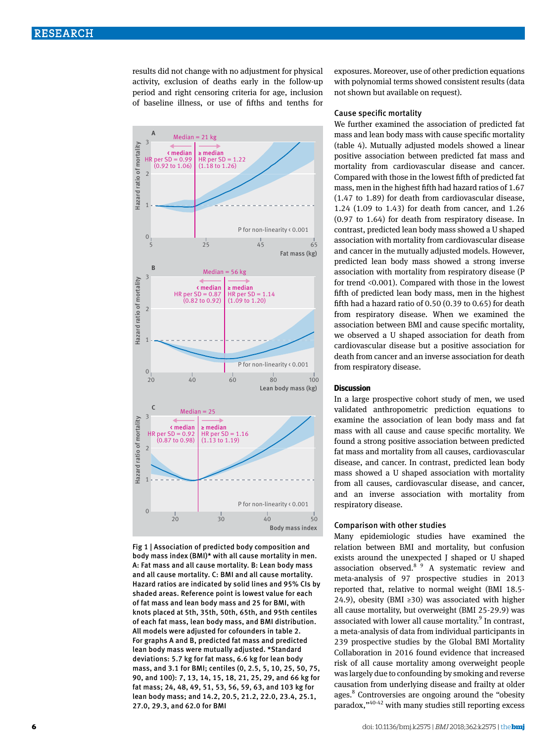results did not change with no adjustment for physical activity, exclusion of deaths early in the follow-up period and right censoring criteria for age, inclusion of baseline illness, or use of fifths and tenths for exposures. Moreover, use of other prediction equations with polynomial terms showed consistent results (data not shown but available on request).

### Cause specific mortality

We further examined the association of predicted fat mass and lean body mass with cause specific mortality (table 4). Mutually adjusted models showed a linear positive association between predicted fat mass and mortality from cardiovascular disease and cancer. Compared with those in the lowest fifth of predicted fat mass, men in the highest fifth had hazard ratios of 1.67 (1.47 to 1.89) for death from cardiovascular disease, 1.24 (1.09 to 1.43) for death from cancer, and 1.26 (0.97 to 1.64) for death from respiratory disease. In contrast, predicted lean body mass showed a U shaped association with mortality from cardiovascular disease and cancer in the mutually adjusted models. However, predicted lean body mass showed a strong inverse association with mortality from respiratory disease (P for trend <0.001). Compared with those in the lowest fifth of predicted lean body mass, men in the highest fifth had a hazard ratio of 0.50 (0.39 to 0.65) for death from respiratory disease. When we examined the association between BMI and cause specific mortality, we observed a U shaped association for death from cardiovascular disease but a positive association for death from cancer and an inverse association for death from respiratory disease.

Fig 1 | Association of predicted body composition and body mass index (BMI)* with all cause mortality in men. A: Fat mass and all cause mortality. B: Lean body mass and all cause mortality. C: BMI and all cause mortality. Hazard ratios are indicated by solid lines and 95% CIs by shaded areas. Reference point is lowest value for each of fat mass and lean body mass and 25 for BMI, with knots placed at 5th, 35th, 50th, 65th, and 95th centiles of each fat mass, lean body mass, and BMI distribution. All models were adjusted for cofounders in table 2. For graphs A and B, predicted fat mass and predicted lean body mass were mutually adjusted. *Standard deviations: 5.7 kg for fat mass, 6.6 kg for lean body mass, and 3.1 for BMI; centiles (0, 2.5, 5, 10, 25, 50, 75, 90, and 100): 7, 13, 14, 15, 18, 21, 25, 29, and 66 kg for fat mass; 24, 48, 49, 51, 53, 56, 59, 63, and 103 kg for lean body mass; and 14.2, 20.5, 21.2, 22.0, 23.4, 25.1, 27.0, 29.3, and 62.0 for BMI

## Discussion

In a large prospective cohort study of men, we used validated anthropometric prediction equations to examine the association of lean body mass and fat mass with all cause and cause specific mortality. We found a strong positive association between predicted fat mass and mortality from all causes, cardiovascular disease, and cancer. In contrast, predicted lean body mass showed a U shaped association with mortality from all causes, cardiovascular disease, and cancer, and an inverse association with mortality from respiratory disease.

### Comparison with other studies

Many epidemiologic studies have examined the relation between BMI and mortality, but confusion exists around the unexpected J shaped or U shaped association observed.[8 9] A systematic review and meta-analysis of 97 prospective studies in 2013 reported that, relative to normal weight (BMI 18.5-24.9), obesity (BMI ≥30) was associated with higher all cause mortality, but overweight (BMI 25-29.9) was associated with lower all cause mortality.[9] In contrast, a meta-analysis of data from individual participants in 239 prospective studies by the Global BMI Mortality Collaboration in 2016 found evidence that increased risk of all cause mortality among overweight people was largely due to confounding by smoking and reverse causation from underlying disease and frailty at older ages.[8] Controversies are ongoing around the "obesity paradox,"[40-42] with many studies still reporting excess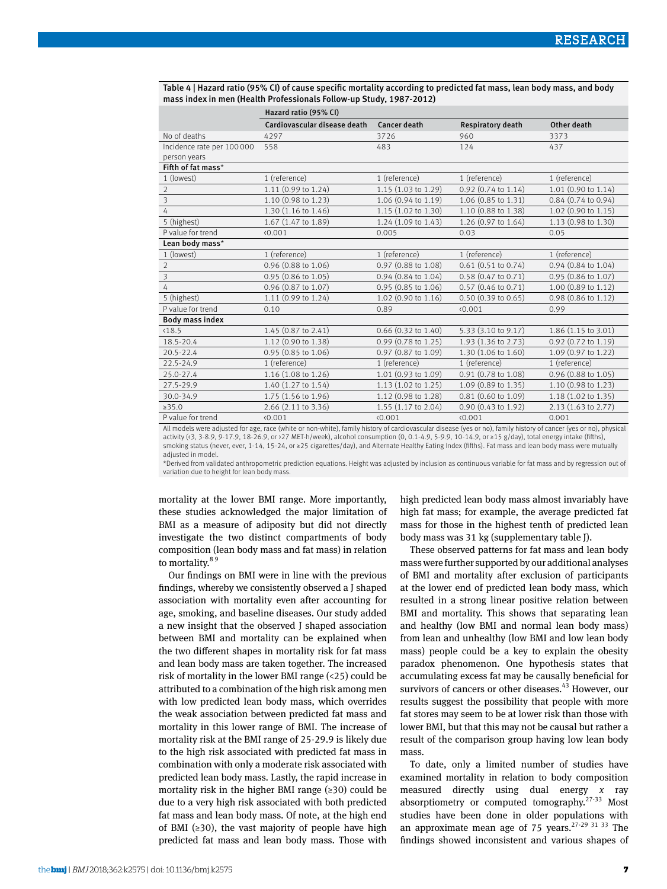Table 4 | Hazard ratio (95% CI) of cause specific mortality according to predicted fat mass, lean body mass, and body mass index in men (Health Professionals Follow-up Study, 1987-2012)

| | Hazard ratio (95% CI) | | | |
|---|---|---|---|---|
| | Cardiovascular disease death | Cancer death | Respiratory death | Other death |
| No of deaths | 4297 | 3726 | 960 | 3373 |
| Incidence rate per 100 000 person years | 558 | 483 | 124 | 437 |
| **Fifth of fat mass*** | | | | |
| 1 (lowest) | 1 (reference) | 1 (reference) | 1 (reference) | 1 (reference) |
| 2 | 1.11 (0.99 to 1.24) | 1.15 (1.03 to 1.29) | 0.92 (0.74 to 1.14) | 1.01 (0.90 to 1.14) |
| 3 | 1.10 (0.98 to 1.23) | 1.06 (0.94 to 1.19) | 1.06 (0.85 to 1.31) | 0.84 (0.74 to 0.94) |
| 4 | 1.30 (1.16 to 1.46) | 1.15 (1.02 to 1.30) | 1.10 (0.88 to 1.38) | 1.02 (0.90 to 1.15) |
| 5 (highest) | 1.67 (1.47 to 1.89) | 1.24 (1.09 to 1.43) | 1.26 (0.97 to 1.64) | 1.13 (0.98 to 1.30) |
| P value for trend | <0.001 | 0.005 | 0.03 | 0.05 |
| **Lean body mass*** | | | | |
| 1 (lowest) | 1 (reference) | 1 (reference) | 1 (reference) | 1 (reference) |
| 2 | 0.96 (0.88 to 1.06) | 0.97 (0.88 to 1.08) | 0.61 (0.51 to 0.74) | 0.94 (0.84 to 1.04) |
| 3 | 0.95 (0.86 to 1.05) | 0.94 (0.84 to 1.04) | 0.58 (0.47 to 0.71) | 0.95 (0.86 to 1.07) |
| 4 | 0.96 (0.87 to 1.07) | 0.95 (0.85 to 1.06) | 0.57 (0.46 to 0.71) | 1.00 (0.89 to 1.12) |
| 5 (highest) | 1.11 (0.99 to 1.24) | 1.02 (0.90 to 1.16) | 0.50 (0.39 to 0.65) | 0.98 (0.86 to 1.12) |
| P value for trend | 0.10 | 0.89 | <0.001 | 0.99 |
| **Body mass index** | | | | |
| <18.5 | 1.45 (0.87 to 2.41) | 0.66 (0.32 to 1.40) | 5.33 (3.10 to 9.17) | 1.86 (1.15 to 3.01) |
| 18.5-20.4 | 1.12 (0.90 to 1.38) | 0.99 (0.78 to 1.25) | 1.93 (1.36 to 2.73) | 0.92 (0.72 to 1.19) |
| 20.5-22.4 | 0.95 (0.85 to 1.06) | 0.97 (0.87 to 1.09) | 1.30 (1.06 to 1.60) | 1.09 (0.97 to 1.22) |
| 22.5-24.9 | 1 (reference) | 1 (reference) | 1 (reference) | 1 (reference) |
| 25.0-27.4 | 1.16 (1.08 to 1.26) | 1.01 (0.93 to 1.09) | 0.91 (0.78 to 1.08) | 0.96 (0.88 to 1.05) |
| 27.5-29.9 | 1.40 (1.27 to 1.54) | 1.13 (1.02 to 1.25) | 1.09 (0.89 to 1.35) | 1.10 (0.98 to 1.23) |
| 30.0-34.9 | 1.75 (1.56 to 1.96) | 1.12 (0.98 to 1.28) | 0.81 (0.60 to 1.09) | 1.18 (1.02 to 1.35) |
| ≥35.0 | 2.66 (2.11 to 3.36) | 1.55 (1.17 to 2.04) | 0.90 (0.43 to 1.92) | 2.13 (1.63 to 2.77) |
| P value for trend | <0.001 | <0.001 | <0.001 | 0.001 |

All models were adjusted for age, race (white or non-white), family history of cardiovascular disease (yes or no), family history of cancer (yes or no), physical activity (<3, 3-8.9, 9-17.9, 18-26.9, or >27 MET-h/week), alcohol consumption (0, 0.1-4.9, 5-9.9, 10-14.9, or ≥15 g/day), total energy intake (fifths), smoking status (never, ever, 1-14, 15-24, or ≥25 cigarettes/day), and Alternate Healthy Eating Index (fifths). Fat mass and lean body mass were mutually adjusted in model.

*Derived from validated anthropometric prediction equations. Height was adjusted by inclusion as continuous variable for fat mass and by regression out of variation due to height for lean body mass.

mortality at the lower BMI range. More importantly, these studies acknowledged the major limitation of BMI as a measure of adiposity but did not directly investigate the two distinct compartments of body composition (lean body mass and fat mass) in relation to mortality.[8,9]

Our findings on BMI were in line with the previous findings, whereby we consistently observed a J shaped association with mortality even after accounting for age, smoking, and baseline diseases. Our study added a new insight that the observed J shaped association between BMI and mortality can be explained when the two different shapes in mortality risk for fat mass and lean body mass are taken together. The increased risk of mortality in the lower BMI range (<25) could be attributed to a combination of the high risk among men with low predicted lean body mass, which overrides the weak association between predicted fat mass and mortality in this lower range of BMI. The increase of mortality risk at the BMI range of 25-29.9 is likely due to the high risk associated with predicted fat mass in combination with only a moderate risk associated with predicted lean body mass. Lastly, the rapid increase in mortality risk in the higher BMI range (≥30) could be due to a very high risk associated with both predicted fat mass and lean body mass. Of note, at the high end of BMI (≥30), the vast majority of people have high predicted fat mass and lean body mass. Those with high predicted lean body mass almost invariably have high fat mass; for example, the average predicted fat mass for those in the highest tenth of predicted lean body mass was 31 kg (supplementary table J).

These observed patterns for fat mass and lean body mass were further supported by our additional analyses of BMI and mortality after exclusion of participants at the lower end of predicted lean body mass, which resulted in a strong linear positive relation between BMI and mortality. This shows that separating lean and healthy (low BMI and normal lean body mass) from lean and unhealthy (low BMI and low lean body mass) people could be a key to explain the obesity paradox phenomenon. One hypothesis states that accumulating excess fat may be causally beneficial for survivors of cancers or other diseases.[43] However, our results suggest the possibility that people with more fat stores may seem to be at lower risk than those with lower BMI, but that this may not be causal but rather a result of the comparison group having low lean body mass.

To date, only a limited number of studies have examined mortality in relation to body composition measured directly using dual energy *x* ray absorptiometry or computed tomography.[27-33] Most studies have been done in older populations with an approximate mean age of 75 years.[27-29,31,33] The findings showed inconsistent and various shapes of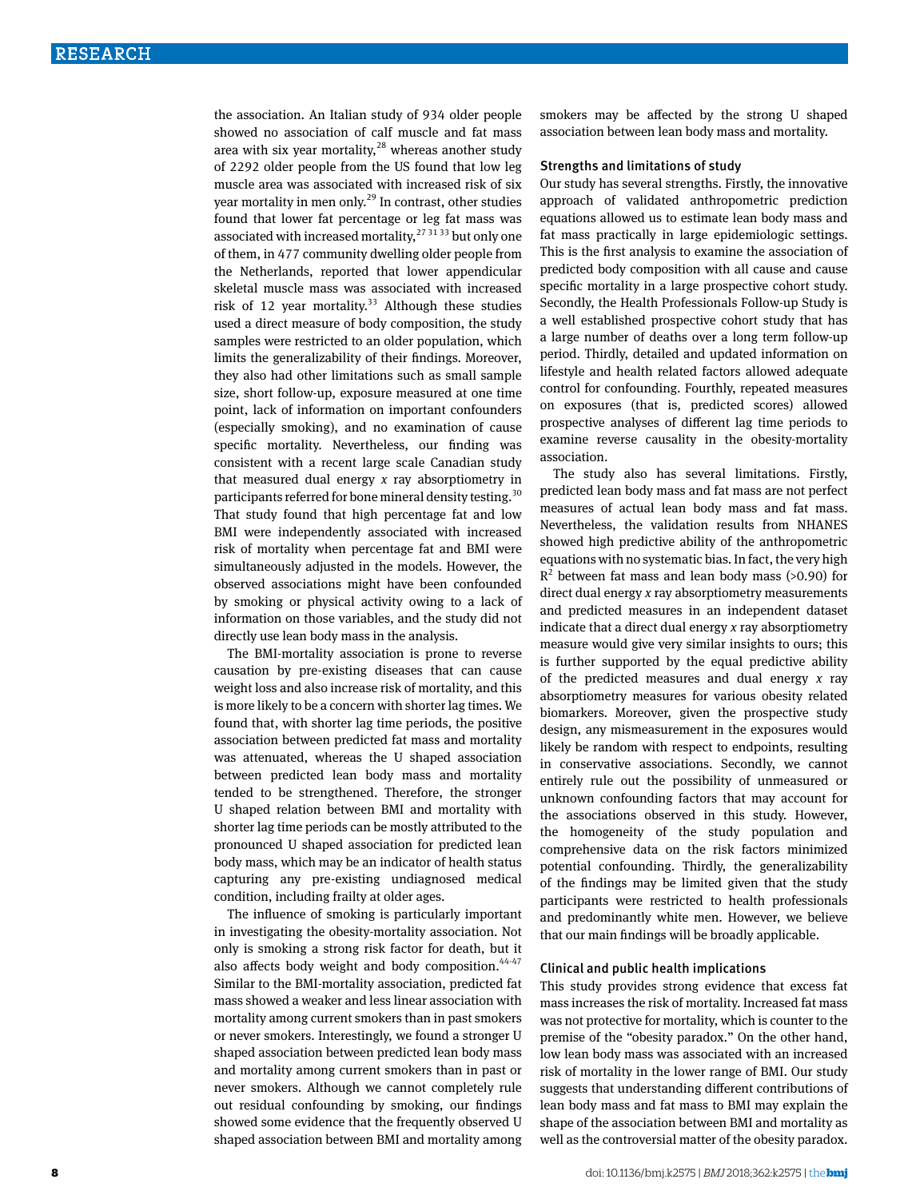the association. An Italian study of 934 older people showed no association of calf muscle and fat mass area with six year mortality,[28] whereas another study of 2292 older people from the US found that low leg muscle area was associated with increased risk of six year mortality in men only.[29] In contrast, other studies found that lower fat percentage or leg fat mass was associated with increased mortality,[27 31 33] but only one of them, in 477 community dwelling older people from the Netherlands, reported that lower appendicular skeletal muscle mass was associated with increased risk of 12 year mortality.[33] Although these studies used a direct measure of body composition, the study samples were restricted to an older population, which limits the generalizability of their findings. Moreover, they also had other limitations such as small sample size, short follow-up, exposure measured at one time point, lack of information on important confounders (especially smoking), and no examination of cause specific mortality. Nevertheless, our finding was consistent with a recent large scale Canadian study that measured dual energy *x* ray absorptiometry in participants referred for bone mineral density testing.[30] That study found that high percentage fat and low BMI were independently associated with increased risk of mortality when percentage fat and BMI were simultaneously adjusted in the models. However, the observed associations might have been confounded by smoking or physical activity owing to a lack of information on those variables, and the study did not directly use lean body mass in the analysis.

The BMI-mortality association is prone to reverse causation by pre-existing diseases that can cause weight loss and also increase risk of mortality, and this is more likely to be a concern with shorter lag times. We found that, with shorter lag time periods, the positive association between predicted fat mass and mortality was attenuated, whereas the U shaped association between predicted lean body mass and mortality tended to be strengthened. Therefore, the stronger U shaped relation between BMI and mortality with shorter lag time periods can be mostly attributed to the pronounced U shaped association for predicted lean body mass, which may be an indicator of health status capturing any pre-existing undiagnosed medical condition, including frailty at older ages.

The influence of smoking is particularly important in investigating the obesity-mortality association. Not only is smoking a strong risk factor for death, but it also affects body weight and body composition.[44-47] Similar to the BMI-mortality association, predicted fat mass showed a weaker and less linear association with mortality among current smokers than in past smokers or never smokers. Interestingly, we found a stronger U shaped association between predicted lean body mass and mortality among current smokers than in past or never smokers. Although we cannot completely rule out residual confounding by smoking, our findings showed some evidence that the frequently observed U shaped association between BMI and mortality among smokers may be affected by the strong U shaped association between lean body mass and mortality.

### Strengths and limitations of study

Our study has several strengths. Firstly, the innovative approach of validated anthropometric prediction equations allowed us to estimate lean body mass and fat mass practically in large epidemiologic settings. This is the first analysis to examine the association of predicted body composition with all cause and cause specific mortality in a large prospective cohort study. Secondly, the Health Professionals Follow-up Study is a well established prospective cohort study that has a large number of deaths over a long term follow-up period. Thirdly, detailed and updated information on lifestyle and health related factors allowed adequate control for confounding. Fourthly, repeated measures on exposures (that is, predicted scores) allowed prospective analyses of different lag time periods to examine reverse causality in the obesity-mortality association.

The study also has several limitations. Firstly, predicted lean body mass and fat mass are not perfect measures of actual lean body mass and fat mass. Nevertheless, the validation results from NHANES showed high predictive ability of the anthropometric equations with no systematic bias. In fact, the very high $R^2$ between fat mass and lean body mass (>0.90) for direct dual energy *x* ray absorptiometry measurements and predicted measures in an independent dataset indicate that a direct dual energy *x* ray absorptiometry measure would give very similar insights to ours; this is further supported by the equal predictive ability of the predicted measures and dual energy *x* ray absorptiometry measures for various obesity related biomarkers. Moreover, given the prospective study design, any mismeasurement in the exposures would likely be random with respect to endpoints, resulting in conservative associations. Secondly, we cannot entirely rule out the possibility of unmeasured or unknown confounding factors that may account for the associations observed in this study. However, the homogeneity of the study population and comprehensive data on the risk factors minimized potential confounding. Thirdly, the generalizability of the findings may be limited given that the study participants were restricted to health professionals and predominantly white men. However, we believe that our main findings will be broadly applicable.

### Clinical and public health implications

This study provides strong evidence that excess fat mass increases the risk of mortality. Increased fat mass was not protective for mortality, which is counter to the premise of the "obesity paradox." On the other hand, low lean body mass was associated with an increased risk of mortality in the lower range of BMI. Our study suggests that understanding different contributions of lean body mass and fat mass to BMI may explain the shape of the association between BMI and mortality as well as the controversial matter of the obesity paradox.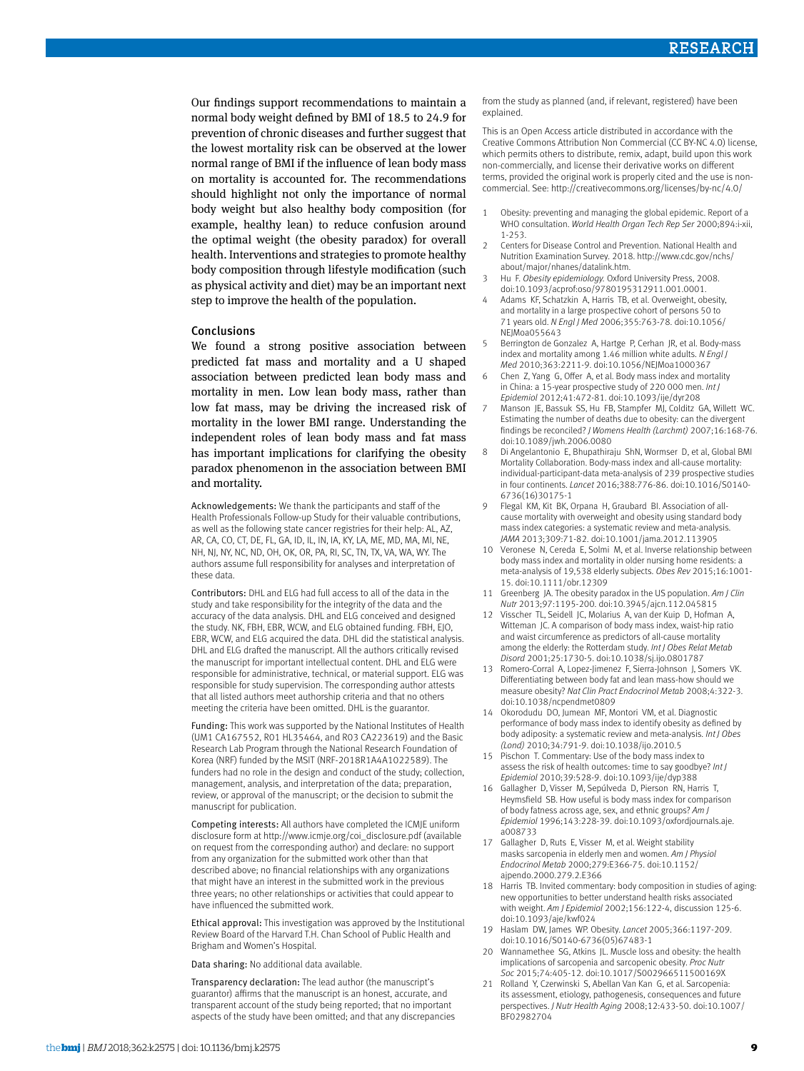Our findings support recommendations to maintain a normal body weight defined by BMI of 18.5 to 24.9 for prevention of chronic diseases and further suggest that the lowest mortality risk can be observed at the lower normal range of BMI if the influence of lean body mass on mortality is accounted for. The recommendations should highlight not only the importance of normal body weight but also healthy body composition (for example, healthy lean) to reduce confusion around the optimal weight (the obesity paradox) for overall health. Interventions and strategies to promote healthy body composition through lifestyle modification (such as physical activity and diet) may be an important next step to improve the health of the population.

## Conclusions

We found a strong positive association between predicted fat mass and mortality and a U shaped association between predicted lean body mass and mortality in men. Low lean body mass, rather than low fat mass, may be driving the increased risk of mortality in the lower BMI range. Understanding the independent roles of lean body mass and fat mass has important implications for clarifying the obesity paradox phenomenon in the association between BMI and mortality.

Acknowledgements: We thank the participants and staff of the Health Professionals Follow-up Study for their valuable contributions, as well as the following state cancer registries for their help: AL, AZ, AR, CA, CO, CT, DE, FL, GA, ID, IL, IN, IA, KY, LA, ME, MD, MA, MI, NE, NH, NJ, NY, NC, ND, OH, OK, OR, PA, RI, SC, TN, TX, VA, WA, WY. The authors assume full responsibility for analyses and interpretation of these data.

Contributors: DHL and ELG had full access to all of the data in the study and take responsibility for the integrity of the data and the accuracy of the data analysis. DHL and ELG conceived and designed the study. NK, FBH, EBR, WCW, and ELG obtained funding. FBH, EJO, EBR, WCW, and ELG acquired the data. DHL did the statistical analysis. DHL and ELG drafted the manuscript. All the authors critically revised the manuscript for important intellectual content. DHL and ELG were responsible for administrative, technical, or material support. ELG was responsible for study supervision. The corresponding author attests that all listed authors meet authorship criteria and that no others meeting the criteria have been omitted. DHL is the guarantor.

Funding: This work was supported by the National Institutes of Health (UM1 CA167552, R01 HL35464, and R03 CA223619) and the Basic Research Lab Program through the National Research Foundation of Korea (NRF) funded by the MSIT (NRF-2018R1A4A1022589). The funders had no role in the design and conduct of the study; collection, management, analysis, and interpretation of the data; preparation, review, or approval of the manuscript; or the decision to submit the manuscript for publication.

Competing interests: All authors have completed the ICMJE uniform disclosure form at http://www.icmje.org/coi_disclosure.pdf (available on request from the corresponding author) and declare: no support from any organization for the submitted work other than that described above; no financial relationships with any organizations that might have an interest in the submitted work in the previous three years; no other relationships or activities that could appear to have influenced the submitted work.

Ethical approval: This investigation was approved by the Institutional Review Board of the Harvard T.H. Chan School of Public Health and Brigham and Women's Hospital.

Data sharing: No additional data available.

Transparency declaration: The lead author (the manuscript's guarantor) affirms that the manuscript is an honest, accurate, and transparent account of the study being reported; that no important aspects of the study have been omitted; and that any discrepancies from the study as planned (and, if relevant, registered) have been explained.

This is an Open Access article distributed in accordance with the Creative Commons Attribution Non Commercial (CC BY-NC 4.0) license, which permits others to distribute, remix, adapt, build upon this work non-commercially, and license their derivative works on different terms, provided the original work is properly cited and the use is non-commercial. See: http://creativecommons.org/licenses/by-nc/4.0/

1. Obesity: preventing and managing the global epidemic. Report of a WHO consultation. *World Health Organ Tech Rep Ser* 2000;894:i-xii, 1-253.
2. Centers for Disease Control and Prevention. National Health and Nutrition Examination Survey. 2018. http://www.cdc.gov/nchs/about/major/nhanes/datalink.htm.
3. Hu F. *Obesity epidemiology.* Oxford University Press, 2008. doi:10.1093/acprof:oso/9780195312911.001.0001.
4. Adams KF, Schatzkin A, Harris TB, et al. Overweight, obesity, and mortality in a large prospective cohort of persons 50 to 71 years old. *N Engl J Med* 2006;355:763-78. doi:10.1056/NEJMoa055643
5. Berrington de Gonzalez A, Hartge P, Cerhan JR, et al. Body-mass index and mortality among 1.46 million white adults. *N Engl J Med* 2010;363:2211-9. doi:10.1056/NEJMoa1000367
6. Chen Z, Yang G, Offer A, et al. Body mass index and mortality in China: a 15-year prospective study of 220 000 men. *Int J Epidemiol* 2012;41:472-81. doi:10.1093/ije/dyr208
7. Manson JE, Bassuk SS, Hu FB, Stampfer MJ, Colditz GA, Willett WC. Estimating the number of deaths due to obesity: can the divergent findings be reconciled? *J Womens Health (Larchmt)* 2007;16:168-76. doi:10.1089/jwh.2006.0080
8. Di Angelantonio E, Bhupathiraju ShN, Wormser D, et al, Global BMI Mortality Collaboration. Body-mass index and all-cause mortality: individual-participant-data meta-analysis of 239 prospective studies in four continents. *Lancet* 2016;388:776-86. doi:10.1016/S0140-6736(16)30175-1
9. Flegal KM, Kit BK, Orpana H, Graubard BI. Association of all-cause mortality with overweight and obesity using standard body mass index categories: a systematic review and meta-analysis. *JAMA* 2013;309:71-82. doi:10.1001/jama.2012.113905
10. Veronese N, Cereda E, Solmi M, et al. Inverse relationship between body mass index and mortality in older nursing home residents: a meta-analysis of 19,538 elderly subjects. *Obes Rev* 2015;16:1001-15. doi:10.1111/obr.12309
11. Greenberg JA. The obesity paradox in the US population. *Am J Clin Nutr* 2013;97:1195-200. doi:10.3945/ajcn.112.045815
12. Visscher TL, Seidell JC, Molarius A, van der Kuip D, Hofman A, Witteman JC. A comparison of body mass index, waist-hip ratio and waist circumference as predictors of all-cause mortality among the elderly: the Rotterdam study. *Int J Obes Relat Metab Disord* 2001;25:1730-5. doi:10.1038/sj.ijo.0801787
13. Romero-Corral A, Lopez-Jimenez F, Sierra-Johnson J, Somers VK. Differentiating between body fat and lean mass-how should we measure obesity? *Nat Clin Pract Endocrinol Metab* 2008;4:322-3. doi:10.1038/ncpendmet0809
14. Okorodudu DO, Jumean MF, Montori VM, et al. Diagnostic performance of body mass index to identify obesity as defined by body adiposity: a systematic review and meta-analysis. *Int J Obes (Lond)* 2010;34:791-9. doi:10.1038/ijo.2010.5
15. Pischon T. Commentary: Use of the body mass index to assess the risk of health outcomes: time to say goodbye? *Int J Epidemiol* 2010;39:528-9. doi:10.1093/ije/dyp388
16. Gallagher D, Visser M, Sepúlveda D, Pierson RN, Harris T, Heymsfield SB. How useful is body mass index for comparison of body fatness across age, sex, and ethnic groups? *Am J Epidemiol* 1996;143:228-39. doi:10.1093/oxfordjournals.aje.a008733
17. Gallagher D, Ruts E, Visser M, et al. Weight stability masks sarcopenia in elderly men and women. *Am J Physiol Endocrinol Metab* 2000;279:E366-75. doi:10.1152/ajpendo.2000.279.2.E366
18. Harris TB. Invited commentary: body composition in studies of aging: new opportunities to better understand health risks associated with weight. *Am J Epidemiol* 2002;156:122-4, discussion 125-6. doi:10.1093/aje/kwf024
19. Haslam DW, James WP. Obesity. *Lancet* 2005;366:1197-209. doi:10.1016/S0140-6736(05)67483-1
20. Wannamethee SG, Atkins JL. Muscle loss and obesity: the health implications of sarcopenia and sarcopenic obesity. *Proc Nutr Soc* 2015;74:405-12. doi:10.1017/S002966511500169X
21. Rolland Y, Czerwinski S, Abellan Van Kan G, et al. Sarcopenia: its assessment, etiology, pathogenesis, consequences and future perspectives. *J Nutr Health Aging* 2008;12:433-50. doi:10.1007/BF02982704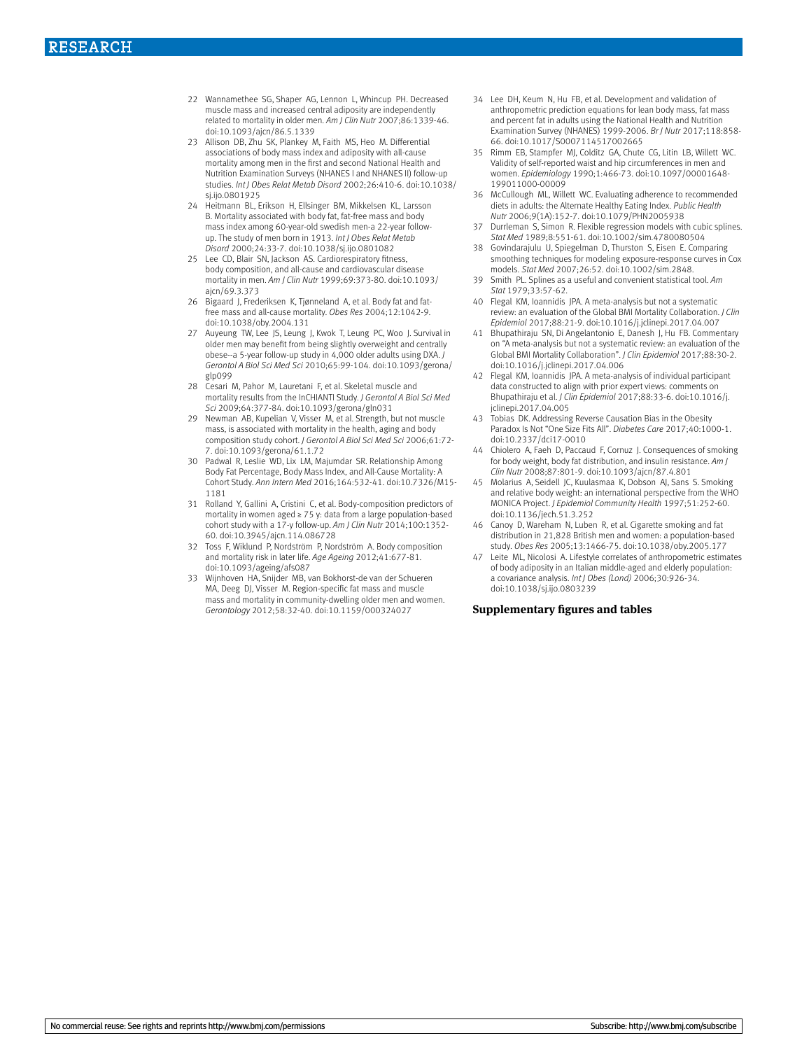22 Wannamethee SG, Shaper AG, Lennon L, Whincup PH. Decreased muscle mass and increased central adiposity are independently related to mortality in older men. *Am J Clin Nutr* 2007;86:1339-46. doi:10.1093/ajcn/86.5.1339

23 Allison DB, Zhu SK, Plankey M, Faith MS, Heo M. Differential associations of body mass index and adiposity with all-cause mortality among men in the first and second National Health and Nutrition Examination Surveys (NHANES I and NHANES II) follow-up studies. *Int J Obes Relat Metab Disord* 2002;26:410-6. doi:10.1038/sj.ijo.0801925

24 Heitmann BL, Erikson H, Ellsinger BM, Mikkelsen KL, Larsson B. Mortality associated with body fat, fat-free mass and body mass index among 60-year-old swedish men-a 22-year follow-up. The study of men born in 1913. *Int J Obes Relat Metab Disord* 2000;24:33-7. doi:10.1038/sj.ijo.0801082

25 Lee CD, Blair SN, Jackson AS. Cardiorespiratory fitness, body composition, and all-cause and cardiovascular disease mortality in men. *Am J Clin Nutr* 1999;69:373-80. doi:10.1093/ajcn/69.3.373

26 Bigaard J, Frederiksen K, Tjønneland A, et al. Body fat and fat-free mass and all-cause mortality. *Obes Res* 2004;12:1042-9. doi:10.1038/oby.2004.131

27 Auyeung TW, Lee JS, Leung J, Kwok T, Leung PC, Woo J. Survival in older men may benefit from being slightly overweight and centrally obese--a 5-year follow-up study in 4,000 older adults using DXA. *J Gerontol A Biol Sci Med Sci* 2010;65:99-104. doi:10.1093/gerona/glp099

28 Cesari M, Pahor M, Lauretani F, et al. Skeletal muscle and mortality results from the InCHIANTI Study. *J Gerontol A Biol Sci Med Sci* 2009;64:377-84. doi:10.1093/gerona/gln031

29 Newman AB, Kupelian V, Visser M, et al. Strength, but not muscle mass, is associated with mortality in the health, aging and body composition study cohort. *J Gerontol A Biol Sci Med Sci* 2006;61:72-7. doi:10.1093/gerona/61.1.72

30 Padwal R, Leslie WD, Lix LM, Majumdar SR. Relationship Among Body Fat Percentage, Body Mass Index, and All-Cause Mortality: A Cohort Study. *Ann Intern Med* 2016;164:532-41. doi:10.7326/M15-1181

31 Rolland Y, Gallini A, Cristini C, et al. Body-composition predictors of mortality in women aged ≥ 75 y: data from a large population-based cohort study with a 17-y follow-up. *Am J Clin Nutr* 2014;100:1352-60. doi:10.3945/ajcn.114.086728

32 Toss F, Wiklund P, Nordström P, Nordström A. Body composition and mortality risk in later life. *Age Ageing* 2012;41:677-81. doi:10.1093/ageing/afs087

33 Wijnhoven HA, Snijder MB, van Bokhorst-de van der Schueren MA, Deeg DJ, Visser M. Region-specific fat mass and muscle mass and mortality in community-dwelling older men and women. *Gerontology* 2012;58:32-40. doi:10.1159/000324027

34 Lee DH, Keum N, Hu FB, et al. Development and validation of anthropometric prediction equations for lean body mass, fat mass and percent fat in adults using the National Health and Nutrition Examination Survey (NHANES) 1999-2006. *Br J Nutr* 2017;118:858-66. doi:10.1017/S0007114517002665

35 Rimm EB, Stampfer MJ, Colditz GA, Chute CG, Litin LB, Willett WC. Validity of self-reported waist and hip circumferences in men and women. *Epidemiology* 1990;1:466-73. doi:10.1097/00001648-199011000-00009

36 McCullough ML, Willett WC. Evaluating adherence to recommended diets in adults: the Alternate Healthy Eating Index. *Public Health Nutr* 2006;9(1A):152-7. doi:10.1079/PHN2005938

37 Durrleman S, Simon R. Flexible regression models with cubic splines. *Stat Med* 1989;8:551-61. doi:10.1002/sim.4780080504

38 Govindarajulu U, Spiegelman D, Thurston S, Eisen E. Comparing smoothing techniques for modeling exposure-response curves in Cox models. *Stat Med* 2007;26:52. doi:10.1002/sim.2848.

39 Smith PL. Splines as a useful and convenient statistical tool. *Am Stat* 1979;33:57-62.

40 Flegal KM, Ioannidis JPA. A meta-analysis but not a systematic review: an evaluation of the Global BMI Mortality Collaboration. *J Clin Epidemiol* 2017;88:21-9. doi:10.1016/j.jclinepi.2017.04.007

41 Bhupathiraju SN, Di Angelantonio E, Danesh J, Hu FB. Commentary on "A meta-analysis but not a systematic review: an evaluation of the Global BMI Mortality Collaboration". *J Clin Epidemiol* 2017;88:30-2. doi:10.1016/j.jclinepi.2017.04.006

42 Flegal KM, Ioannidis JPA. A meta-analysis of individual participant data constructed to align with prior expert views: comments on Bhupathiraju et al. *J Clin Epidemiol* 2017;88:33-6. doi:10.1016/j.jclinepi.2017.04.005

43 Tobias DK. Addressing Reverse Causation Bias in the Obesity Paradox Is Not "One Size Fits All". *Diabetes Care* 2017;40:1000-1. doi:10.2337/dci17-0010

44 Chiolero A, Faeh D, Paccaud F, Cornuz J. Consequences of smoking for body weight, body fat distribution, and insulin resistance. *Am J Clin Nutr* 2008;87:801-9. doi:10.1093/ajcn/87.4.801

45 Molarius A, Seidell JC, Kuulasmaa K, Dobson AJ, Sans S. Smoking and relative body weight: an international perspective from the WHO MONICA Project. *J Epidemiol Community Health* 1997;51:252-60. doi:10.1136/jech.51.3.252

46 Canoy D, Wareham N, Luben R, et al. Cigarette smoking and fat distribution in 21,828 British men and women: a population-based study. *Obes Res* 2005;13:1466-75. doi:10.1038/oby.2005.177

47 Leite ML, Nicolosi A. Lifestyle correlates of anthropometric estimates of body adiposity in an Italian middle-aged and elderly population: a covariance analysis. *Int J Obes (Lond)* 2006;30:926-34. doi:10.1038/sj.ijo.0803239

**Supplementary figures and tables**